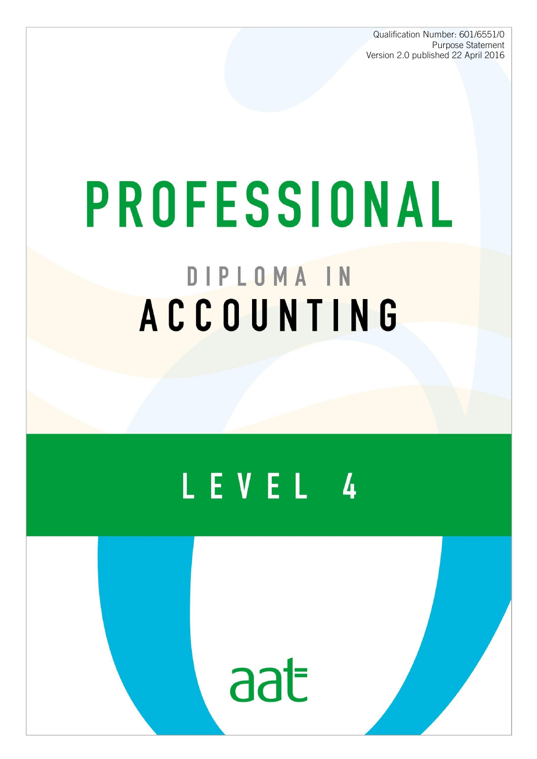Qualification Number: 601/6551/0
Purpose Statement
Version 2.0 published 22 April 2016

# PROFESSIONAL

## DIPLOMA IN ACCOUNTING

## LEVEL 4

aat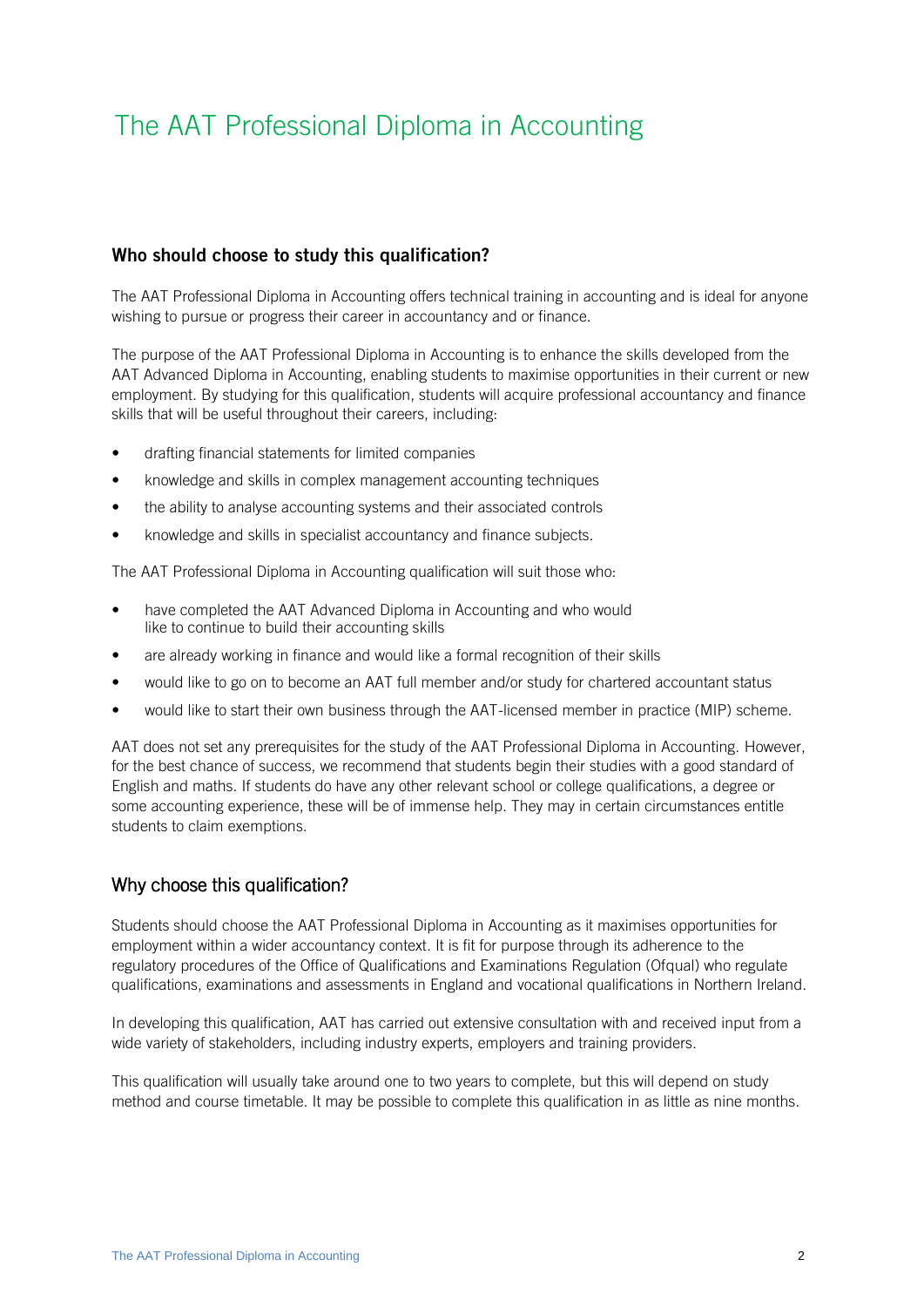# The AAT Professional Diploma in Accounting

## Who should choose to study this qualification?

The AAT Professional Diploma in Accounting offers technical training in accounting and is ideal for anyone wishing to pursue or progress their career in accountancy and or finance.

The purpose of the AAT Professional Diploma in Accounting is to enhance the skills developed from the AAT Advanced Diploma in Accounting, enabling students to maximise opportunities in their current or new employment. By studying for this qualification, students will acquire professional accountancy and finance skills that will be useful throughout their careers, including:

- drafting financial statements for limited companies
- knowledge and skills in complex management accounting techniques
- the ability to analyse accounting systems and their associated controls
- knowledge and skills in specialist accountancy and finance subjects.

The AAT Professional Diploma in Accounting qualification will suit those who:

- have completed the AAT Advanced Diploma in Accounting and who would like to continue to build their accounting skills
- are already working in finance and would like a formal recognition of their skills
- would like to go on to become an AAT full member and/or study for chartered accountant status
- would like to start their own business through the AAT-licensed member in practice (MIP) scheme.

AAT does not set any prerequisites for the study of the AAT Professional Diploma in Accounting. However, for the best chance of success, we recommend that students begin their studies with a good standard of English and maths. If students do have any other relevant school or college qualifications, a degree or some accounting experience, these will be of immense help. They may in certain circumstances entitle students to claim exemptions.

## Why choose this qualification?

Students should choose the AAT Professional Diploma in Accounting as it maximises opportunities for employment within a wider accountancy context. It is fit for purpose through its adherence to the regulatory procedures of the Office of Qualifications and Examinations Regulation (Ofqual) who regulate qualifications, examinations and assessments in England and vocational qualifications in Northern Ireland.

In developing this qualification, AAT has carried out extensive consultation with and received input from a wide variety of stakeholders, including industry experts, employers and training providers.

This qualification will usually take around one to two years to complete, but this will depend on study method and course timetable. It may be possible to complete this qualification in as little as nine months.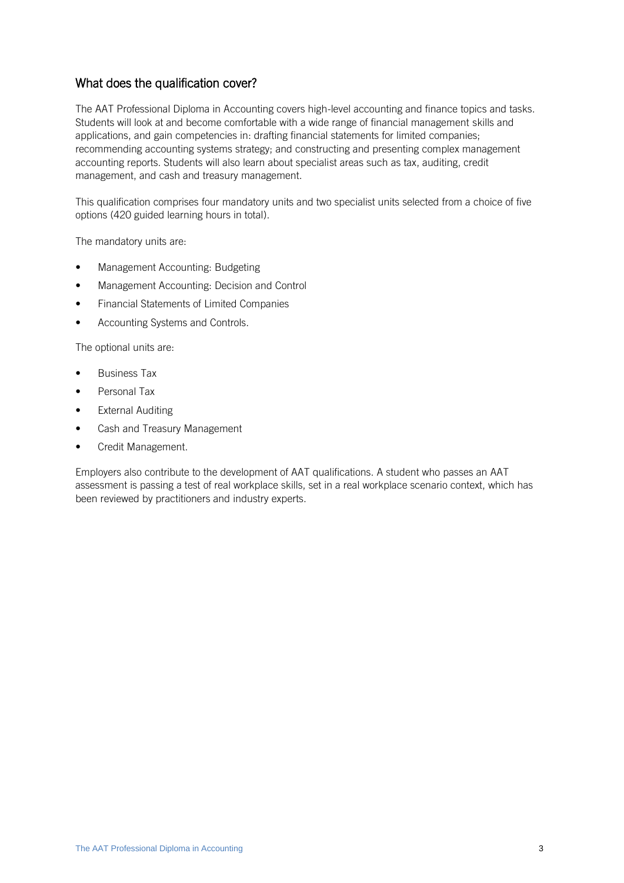## What does the qualification cover?

The AAT Professional Diploma in Accounting covers high-level accounting and finance topics and tasks. Students will look at and become comfortable with a wide range of financial management skills and applications, and gain competencies in: drafting financial statements for limited companies; recommending accounting systems strategy; and constructing and presenting complex management accounting reports. Students will also learn about specialist areas such as tax, auditing, credit management, and cash and treasury management.

This qualification comprises four mandatory units and two specialist units selected from a choice of five options (420 guided learning hours in total).

The mandatory units are:

- Management Accounting: Budgeting
- Management Accounting: Decision and Control
- Financial Statements of Limited Companies
- Accounting Systems and Controls.

The optional units are:

- Business Tax
- Personal Tax
- External Auditing
- Cash and Treasury Management
- Credit Management.

Employers also contribute to the development of AAT qualifications. A student who passes an AAT assessment is passing a test of real workplace skills, set in a real workplace scenario context, which has been reviewed by practitioners and industry experts.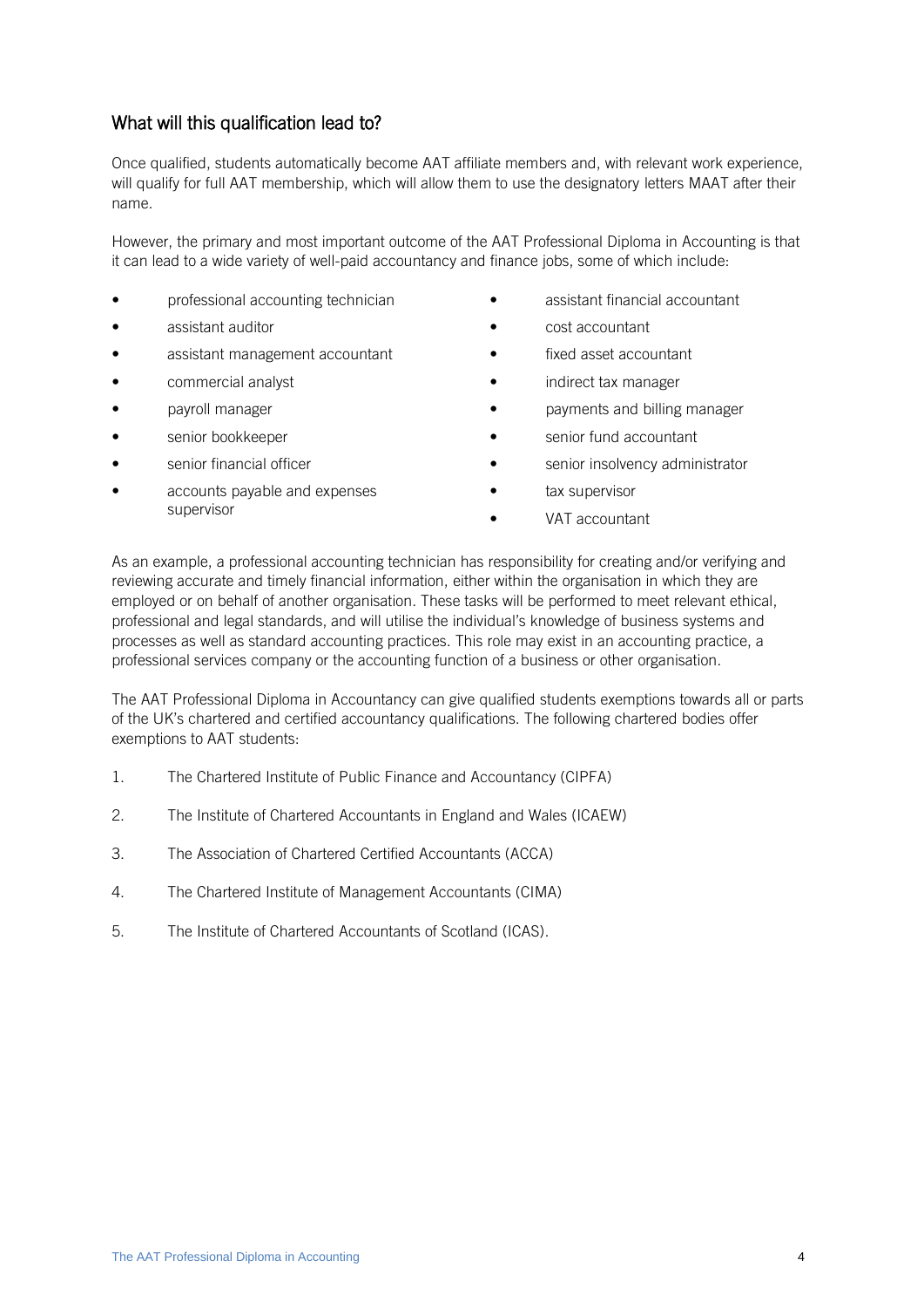## What will this qualification lead to?

Once qualified, students automatically become AAT affiliate members and, with relevant work experience, will qualify for full AAT membership, which will allow them to use the designatory letters MAAT after their name.

However, the primary and most important outcome of the AAT Professional Diploma in Accounting is that it can lead to a wide variety of well-paid accountancy and finance jobs, some of which include:

- professional accounting technician
- assistant auditor
- assistant management accountant
- commercial analyst
- payroll manager
- senior bookkeeper
- senior financial officer
- accounts payable and expenses supervisor
- assistant financial accountant
- cost accountant
- fixed asset accountant
- indirect tax manager
- payments and billing manager
- senior fund accountant
- senior insolvency administrator
- tax supervisor
- VAT accountant

As an example, a professional accounting technician has responsibility for creating and/or verifying and reviewing accurate and timely financial information, either within the organisation in which they are employed or on behalf of another organisation. These tasks will be performed to meet relevant ethical, professional and legal standards, and will utilise the individual's knowledge of business systems and processes as well as standard accounting practices. This role may exist in an accounting practice, a professional services company or the accounting function of a business or other organisation.

The AAT Professional Diploma in Accountancy can give qualified students exemptions towards all or parts of the UK's chartered and certified accountancy qualifications. The following chartered bodies offer exemptions to AAT students:

1. The Chartered Institute of Public Finance and Accountancy (CIPFA)
2. The Institute of Chartered Accountants in England and Wales (ICAEW)
3. The Association of Chartered Certified Accountants (ACCA)
4. The Chartered Institute of Management Accountants (CIMA)
5. The Institute of Chartered Accountants of Scotland (ICAS).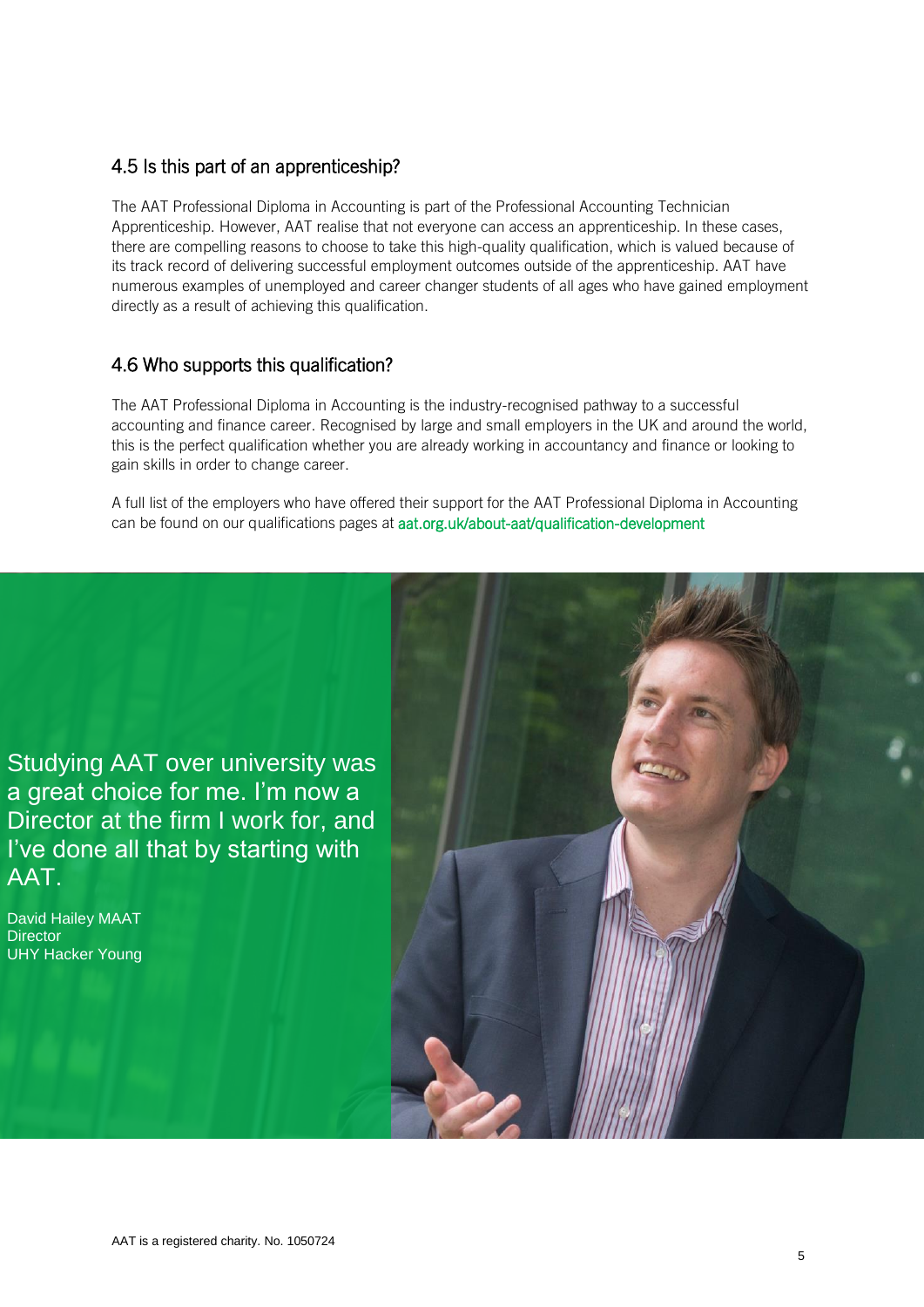## 4.5 Is this part of an apprenticeship?

The AAT Professional Diploma in Accounting is part of the Professional Accounting Technician Apprenticeship. However, AAT realise that not everyone can access an apprenticeship. In these cases, there are compelling reasons to choose to take this high-quality qualification, which is valued because of its track record of delivering successful employment outcomes outside of the apprenticeship. AAT have numerous examples of unemployed and career changer students of all ages who have gained employment directly as a result of achieving this qualification.

## 4.6 Who supports this qualification?

The AAT Professional Diploma in Accounting is the industry-recognised pathway to a successful accounting and finance career. Recognised by large and small employers in the UK and around the world, this is the perfect qualification whether you are already working in accountancy and finance or looking to gain skills in order to change career.

A full list of the employers who have offered their support for the AAT Professional Diploma in Accounting can be found on our qualifications pages at aat.org.uk/about-aat/qualification-development

Studying AAT over university was a great choice for me. I'm now a Director at the firm I work for, and I've done all that by starting with AAT.

David Hailey MAAT
Director
UHY Hacker Young

AAT is a registered charity. No. 1050724